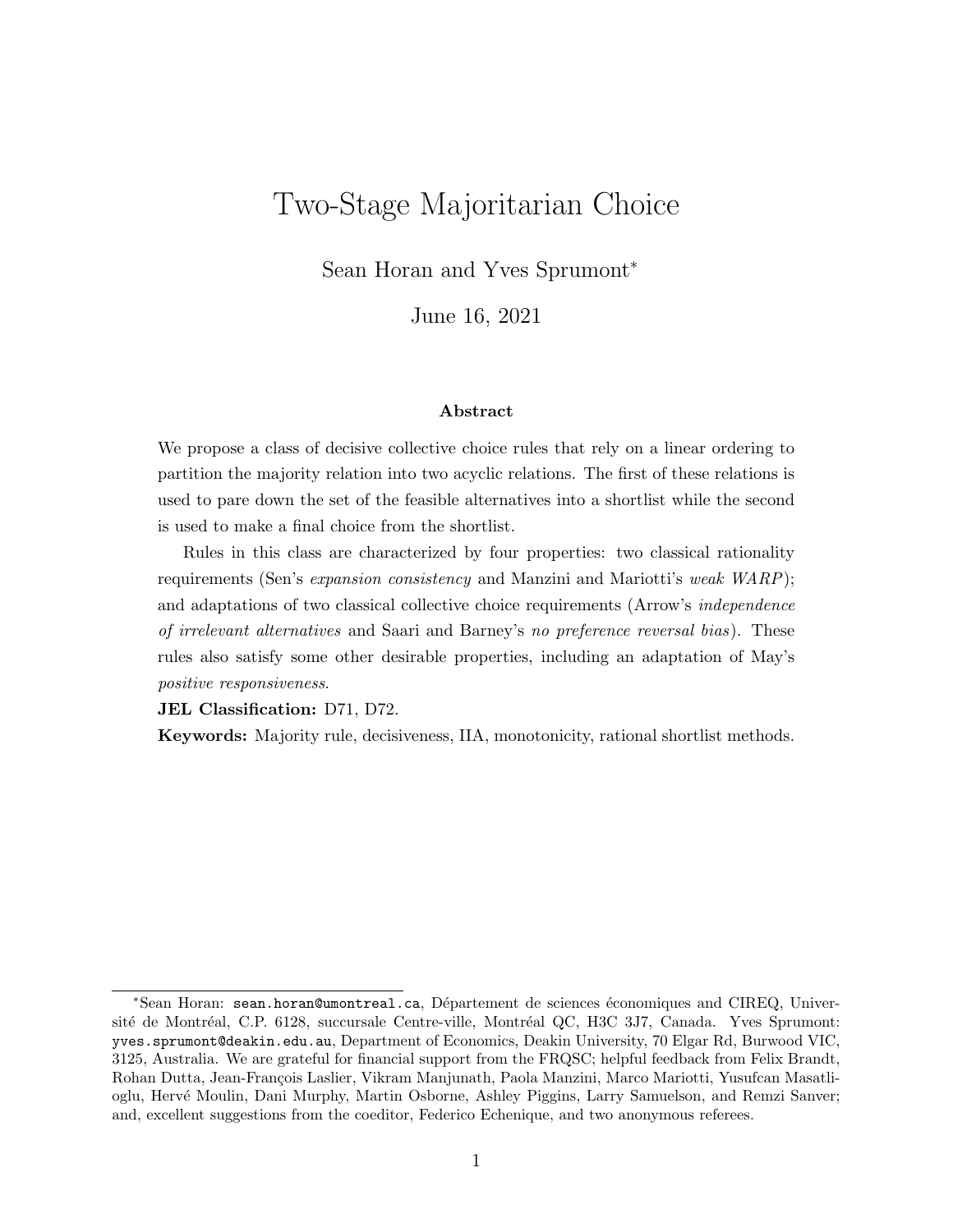# Two-Stage Majoritarian Choice

Sean Horan and Yves Sprumont*

June 16, 2021

### Abstract

We propose a class of decisive collective choice rules that rely on a linear ordering to partition the majority relation into two acyclic relations. The first of these relations is used to pare down the set of the feasible alternatives into a shortlist while the second is used to make a final choice from the shortlist.

Rules in this class are characterized by four properties: two classical rationality requirements (Sen's *expansion consistency* and Manzini and Mariotti's *weak WARP*); and adaptations of two classical collective choice requirements (Arrow's *independence of irrelevant alternatives* and Saari and Barney's *no preference reversal bias*). These rules also satisfy some other desirable properties, including an adaptation of May's *positive responsiveness*.

**JEL Classification:** D71, D72.

**Keywords:** Majority rule, decisiveness, IIA, monotonicity, rational shortlist methods.

---

*Sean Horan: sean.horan@umontreal.ca, Département de sciences économiques and CIREQ, Université de Montréal, C.P. 6128, succursale Centre-ville, Montréal QC, H3C 3J7, Canada. Yves Sprumont: yves.sprumont@deakin.edu.au, Department of Economics, Deakin University, 70 Elgar Rd, Burwood VIC, 3125, Australia. We are grateful for financial support from the FRQSC; helpful feedback from Felix Brandt, Rohan Dutta, Jean-François Laslier, Vikram Manjunath, Paola Manzini, Marco Mariotti, Yusufcan Masatlioglu, Hervé Moulin, Dani Murphy, Martin Osborne, Ashley Piggins, Larry Samuelson, and Remzi Sanver; and, excellent suggestions from the coeditor, Federico Echenique, and two anonymous referees.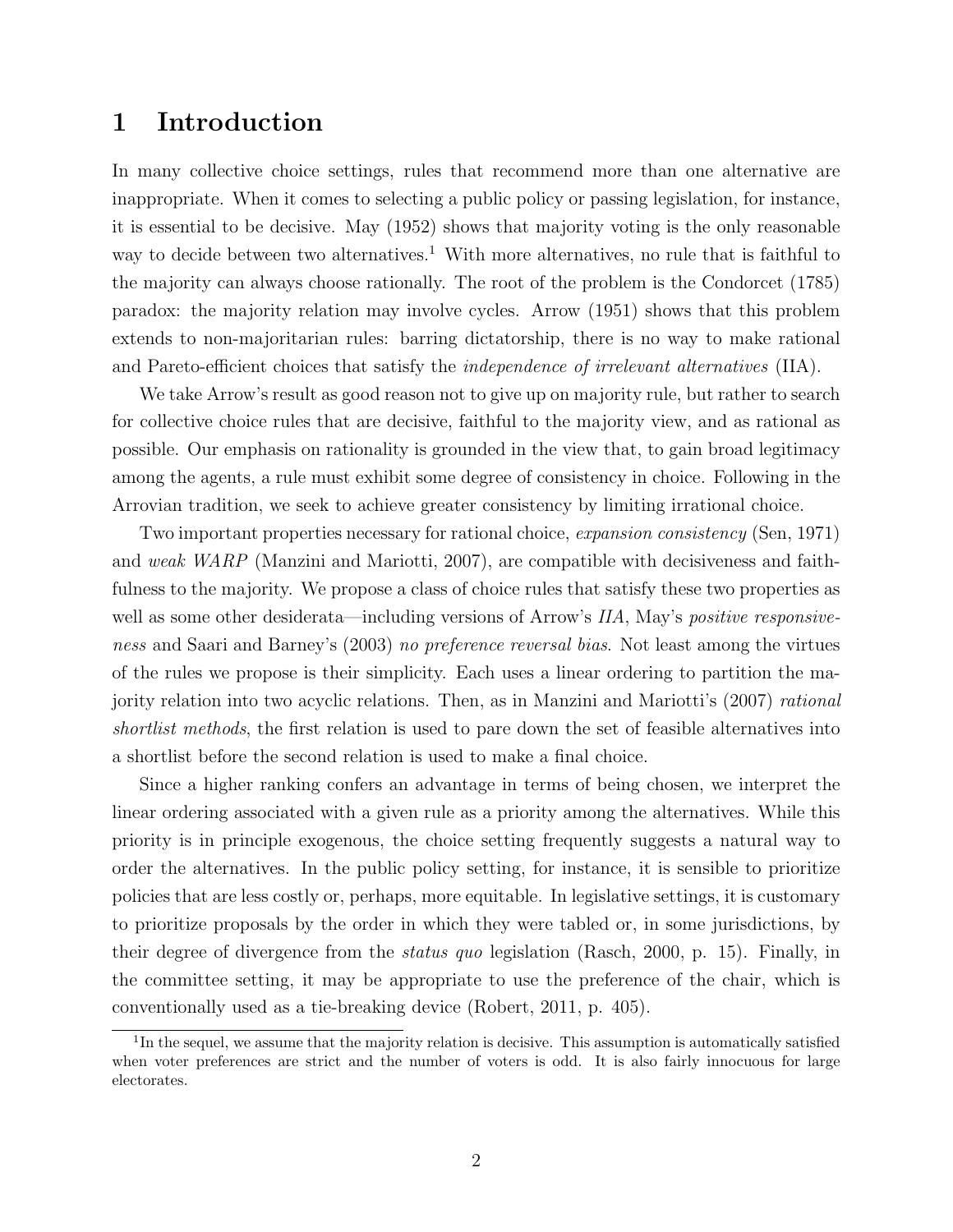# 1 Introduction

In many collective choice settings, rules that recommend more than one alternative are inappropriate. When it comes to selecting a public policy or passing legislation, for instance, it is essential to be decisive. May (1952) shows that majority voting is the only reasonable way to decide between two alternatives.[1] With more alternatives, no rule that is faithful to the majority can always choose rationally. The root of the problem is the Condorcet (1785) paradox: the majority relation may involve cycles. Arrow (1951) shows that this problem extends to non-majoritarian rules: barring dictatorship, there is no way to make rational and Pareto-efficient choices that satisfy the *independence of irrelevant alternatives* (IIA).

We take Arrow's result as good reason not to give up on majority rule, but rather to search for collective choice rules that are decisive, faithful to the majority view, and as rational as possible. Our emphasis on rationality is grounded in the view that, to gain broad legitimacy among the agents, a rule must exhibit some degree of consistency in choice. Following in the Arrovian tradition, we seek to achieve greater consistency by limiting irrational choice.

Two important properties necessary for rational choice, *expansion consistency* (Sen, 1971) and *weak WARP* (Manzini and Mariotti, 2007), are compatible with decisiveness and faithfulness to the majority. We propose a class of choice rules that satisfy these two properties as well as some other desiderata—including versions of Arrow's *IIA*, May's *positive responsiveness* and Saari and Barney's (2003) *no preference reversal bias*. Not least among the virtues of the rules we propose is their simplicity. Each uses a linear ordering to partition the majority relation into two acyclic relations. Then, as in Manzini and Mariotti's (2007) *rational shortlist methods*, the first relation is used to pare down the set of feasible alternatives into a shortlist before the second relation is used to make a final choice.

Since a higher ranking confers an advantage in terms of being chosen, we interpret the linear ordering associated with a given rule as a priority among the alternatives. While this priority is in principle exogenous, the choice setting frequently suggests a natural way to order the alternatives. In the public policy setting, for instance, it is sensible to prioritize policies that are less costly or, perhaps, more equitable. In legislative settings, it is customary to prioritize proposals by the order in which they were tabled or, in some jurisdictions, by their degree of divergence from the *status quo* legislation (Rasch, 2000, p. 15). Finally, in the committee setting, it may be appropriate to use the preference of the chair, which is conventionally used as a tie-breaking device (Robert, 2011, p. 405).

[1] In the sequel, we assume that the majority relation is decisive. This assumption is automatically satisfied when voter preferences are strict and the number of voters is odd. It is also fairly innocuous for large electorates.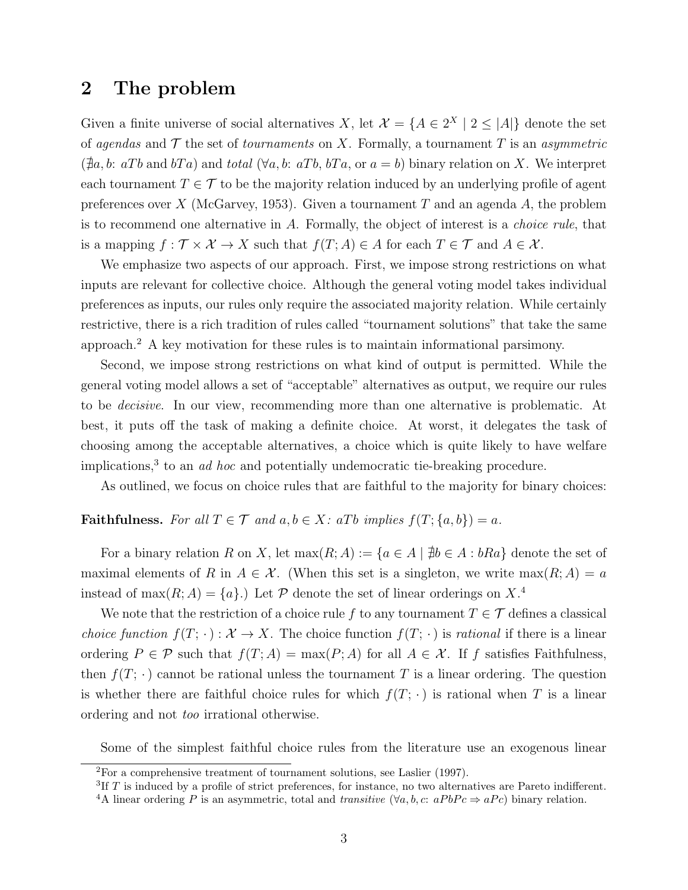## 2 The problem

Given a finite universe of social alternatives $X$, let $\mathcal{X} = \{A \in 2^X \mid 2 \leq |A|\}$ denote the set of *agendas* and $\mathcal{T}$ the set of *tournaments* on $X$. Formally, a tournament $T$ is an *asymmetric* ($\nexists a, b$: $aTb$ and $bTa$) and *total* ($\forall a, b$: $aTb$, $bTa$, or $a = b$) binary relation on $X$. We interpret each tournament $T \in \mathcal{T}$ to be the majority relation induced by an underlying profile of agent preferences over $X$ (McGarvey, 1953). Given a tournament $T$ and an agenda $A$, the problem is to recommend one alternative in $A$. Formally, the object of interest is a *choice rule*, that is a mapping $f : \mathcal{T} \times \mathcal{X} \to X$ such that $f(T; A) \in A$ for each $T \in \mathcal{T}$ and $A \in \mathcal{X}$.

We emphasize two aspects of our approach. First, we impose strong restrictions on what inputs are relevant for collective choice. Although the general voting model takes individual preferences as inputs, our rules only require the associated majority relation. While certainly restrictive, there is a rich tradition of rules called "tournament solutions" that take the same approach.[2] A key motivation for these rules is to maintain informational parsimony.

Second, we impose strong restrictions on what kind of output is permitted. While the general voting model allows a set of "acceptable" alternatives as output, we require our rules to be *decisive*. In our view, recommending more than one alternative is problematic. At best, it puts off the task of making a definite choice. At worst, it delegates the task of choosing among the acceptable alternatives, a choice which is quite likely to have welfare implications,[3] to an *ad hoc* and potentially undemocratic tie-breaking procedure.

As outlined, we focus on choice rules that are faithful to the majority for binary choices:

**Faithfulness.** *For all $T \in \mathcal{T}$ and $a, b \in X$: $aTb$ implies $f(T; \{a, b\}) = a$.*

For a binary relation $R$ on $X$, let $\max(R; A) := \{a \in A \mid \nexists b \in A : bRa\}$ denote the set of maximal elements of $R$ in $A \in \mathcal{X}$. (When this set is a singleton, we write $\max(R; A) = a$ instead of $\max(R; A) = \{a\}$.) Let $\mathcal{P}$ denote the set of linear orderings on $X$.[4]

We note that the restriction of a choice rule $f$ to any tournament $T \in \mathcal{T}$ defines a classical *choice function* $f(T; \cdot\,) : \mathcal{X} \to X$. The choice function $f(T; \cdot\,)$ is *rational* if there is a linear ordering $P \in \mathcal{P}$ such that $f(T; A) = \max(P; A)$ for all $A \in \mathcal{X}$. If $f$ satisfies Faithfulness, then $f(T; \cdot\,)$ cannot be rational unless the tournament $T$ is a linear ordering. The question is whether there are faithful choice rules for which $f(T; \cdot\,)$ is rational when $T$ is a linear ordering and not *too* irrational otherwise.

Some of the simplest faithful choice rules from the literature use an exogenous linear

[2] For a comprehensive treatment of tournament solutions, see Laslier (1997).

[3] If $T$ is induced by a profile of strict preferences, for instance, no two alternatives are Pareto indifferent.

[4] A linear ordering $P$ is an asymmetric, total and *transitive* ($\forall a, b, c$: $aPbPc \Rightarrow aPc$) binary relation.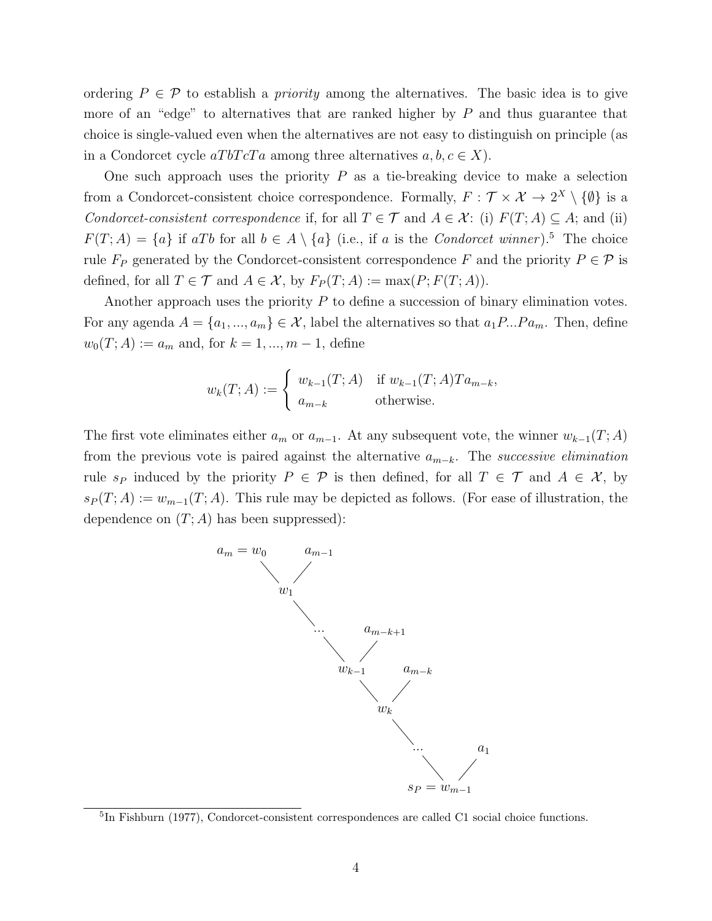ordering $P \in \mathcal{P}$ to establish a *priority* among the alternatives. The basic idea is to give more of an "edge" to alternatives that are ranked higher by $P$ and thus guarantee that choice is single-valued even when the alternatives are not easy to distinguish on principle (as in a Condorcet cycle $aTbTcTa$ among three alternatives $a, b, c \in X$).

One such approach uses the priority $P$ as a tie-breaking device to make a selection from a Condorcet-consistent choice correspondence. Formally, $F : \mathcal{T} \times \mathcal{X} \to 2^X \setminus \{\emptyset\}$ is a *Condorcet-consistent correspondence* if, for all $T \in \mathcal{T}$ and $A \in \mathcal{X}$: (i) $F(T; A) \subseteq A$; and (ii) $F(T; A) = \{a\}$ if $aTb$ for all $b \in A \setminus \{a\}$ (i.e., if $a$ is the *Condorcet winner*).[5] The choice rule $F_P$ generated by the Condorcet-consistent correspondence $F$ and the priority $P \in \mathcal{P}$ is defined, for all $T \in \mathcal{T}$ and $A \in \mathcal{X}$, by $F_P(T; A) := \max(P; F(T; A))$.

Another approach uses the priority $P$ to define a succession of binary elimination votes. For any agenda $A = \{a_1, ..., a_m\} \in \mathcal{X}$, label the alternatives so that $a_1 P ... P a_m$. Then, define $w_0(T; A) := a_m$ and, for $k = 1, ..., m-1$, define

$$w_k(T; A) := \begin{cases} w_{k-1}(T; A) & \text{if } w_{k-1}(T; A) T a_{m-k}, \\ a_{m-k} & \text{otherwise.} \end{cases}$$

The first vote eliminates either $a_m$ or $a_{m-1}$. At any subsequent vote, the winner $w_{k-1}(T; A)$ from the previous vote is paired against the alternative $a_{m-k}$. The *successive elimination* rule $s_P$ induced by the priority $P \in \mathcal{P}$ is then defined, for all $T \in \mathcal{T}$ and $A \in \mathcal{X}$, by $s_P(T; A) := w_{m-1}(T; A)$. This rule may be depicted as follows. (For ease of illustration, the dependence on $(T; A)$ has been suppressed):

```
a_m = w_0    a_{m-1}
      \      /
        w_1
          \
           ...     a_{m-k+1}
              \    /
             w_{k-1}    a_{m-k}
                  \     /
                    w_k
                      \
                       ...      a_1
                          \     /
                        s_P = w_{m-1}
```

[5] In Fishburn (1977), Condorcet-consistent correspondences are called C1 social choice functions.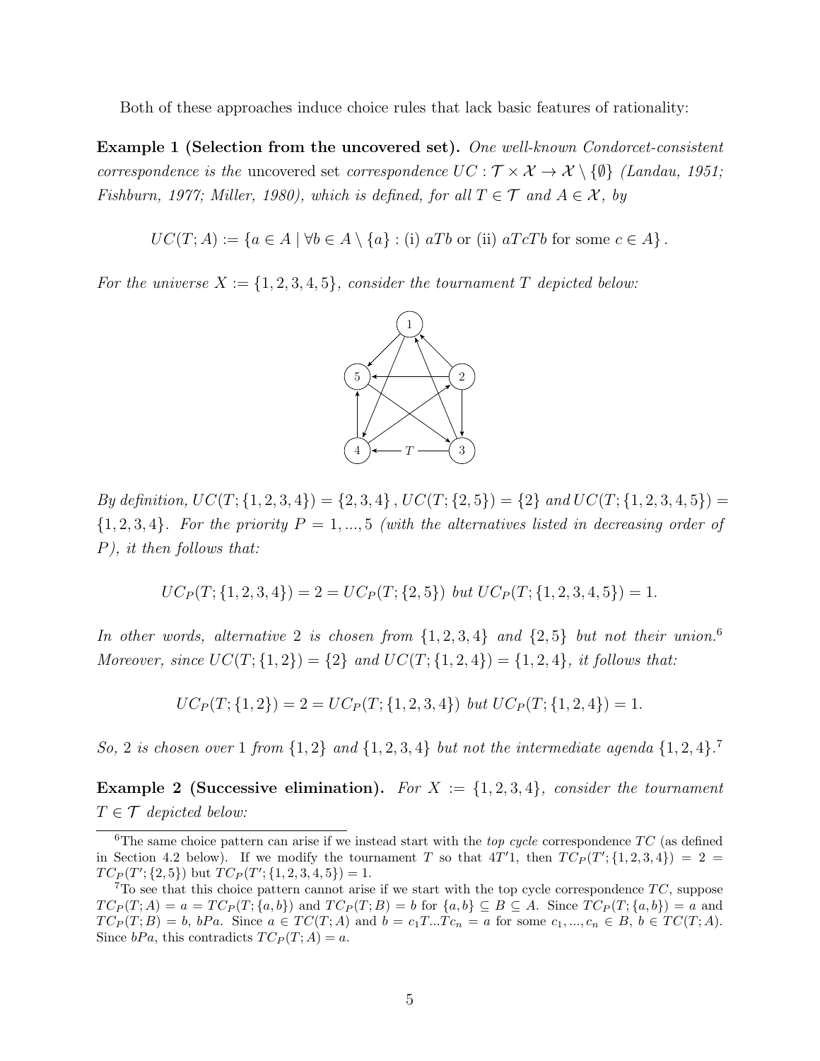Both of these approaches induce choice rules that lack basic features of rationality:

**Example 1 (Selection from the uncovered set).** *One well-known Condorcet-consistent correspondence is the* uncovered set *correspondence* $UC : \mathcal{T} \times \mathcal{X} \to \mathcal{X} \setminus \{\emptyset\}$ *(Landau, 1951; Fishburn, 1977; Miller, 1980), which is defined, for all* $T \in \mathcal{T}$ *and* $A \in \mathcal{X}$*, by*

$$UC(T; A) := \{a \in A \mid \forall b \in A \setminus \{a\} : \text{(i) } aTb \text{ or (ii) } aTcTb \text{ for some } c \in A\}.$$

*For the universe* $X := \{1, 2, 3, 4, 5\}$*, consider the tournament* $T$ *depicted below:*

*By definition,* $UC(T; \{1, 2, 3, 4\}) = \{2, 3, 4\}$ *,* $UC(T; \{2, 5\}) = \{2\}$ *and* $UC(T; \{1, 2, 3, 4, 5\}) = \{1, 2, 3, 4\}$*. For the priority* $P = 1, ..., 5$ *(with the alternatives listed in decreasing order of* $P$*), it then follows that:*

$$UC_P(T; \{1, 2, 3, 4\}) = 2 = UC_P(T; \{2, 5\}) \text{ but } UC_P(T; \{1, 2, 3, 4, 5\}) = 1.$$

*In other words, alternative* 2 *is chosen from* $\{1, 2, 3, 4\}$ *and* $\{2, 5\}$ *but not their union.*[6] *Moreover, since* $UC(T; \{1, 2\}) = \{2\}$ *and* $UC(T; \{1, 2, 4\}) = \{1, 2, 4\}$*, it follows that:*

$$UC_P(T; \{1, 2\}) = 2 = UC_P(T; \{1, 2, 3, 4\}) \text{ but } UC_P(T; \{1, 2, 4\}) = 1.$$

*So,* 2 *is chosen over* 1 *from* $\{1, 2\}$ *and* $\{1, 2, 3, 4\}$ *but not the intermediate agenda* $\{1, 2, 4\}$*.*[7]

**Example 2 (Successive elimination).** *For* $X := \{1, 2, 3, 4\}$*, consider the tournament* $T \in \mathcal{T}$ *depicted below:*

---

[6] The same choice pattern can arise if we instead start with the *top cycle* correspondence $TC$ (as defined in Section 4.2 below). If we modify the tournament $T$ so that $4T'1$, then $TC_P(T'; \{1, 2, 3, 4\}) = 2 = TC_P(T'; \{2, 5\})$ but $TC_P(T'; \{1, 2, 3, 4, 5\}) = 1$.

[7] To see that this choice pattern cannot arise if we start with the top cycle correspondence $TC$, suppose $TC_P(T; A) = a = TC_P(T; \{a, b\})$ and $TC_P(T; B) = b$ for $\{a, b\} \subseteq B \subseteq A$. Since $TC_P(T; \{a, b\}) = a$ and $TC_P(T; B) = b$, $bPa$. Since $a \in TC(T; A)$ and $b = c_1T...Tc_n = a$ for some $c_1, ..., c_n \in B$, $b \in TC(T; A)$. Since $bPa$, this contradicts $TC_P(T; A) = a$.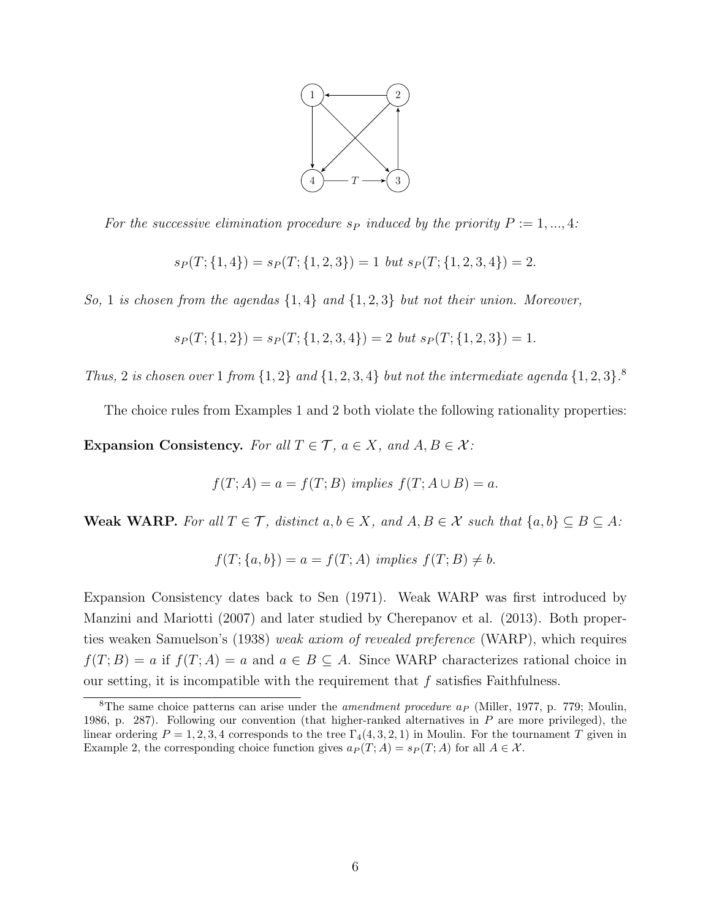*For the successive elimination procedure $s_P$ induced by the priority $P := 1, ..., 4$:*

$$s_P(T; \{1, 4\}) = s_P(T; \{1, 2, 3\}) = 1 \text{ but } s_P(T; \{1, 2, 3, 4\}) = 2.$$

*So, 1 is chosen from the agendas $\{1, 4\}$ and $\{1, 2, 3\}$ but not their union. Moreover,*

$$s_P(T; \{1, 2\}) = s_P(T; \{1, 2, 3, 4\}) = 2 \text{ but } s_P(T; \{1, 2, 3\}) = 1.$$

*Thus, 2 is chosen over 1 from $\{1, 2\}$ and $\{1, 2, 3, 4\}$ but not the intermediate agenda $\{1, 2, 3\}$.*[8]

The choice rules from Examples 1 and 2 both violate the following rationality properties:

**Expansion Consistency.** *For all $T \in \mathcal{T}$, $a \in X$, and $A, B \in \mathcal{X}$:*

$$f(T; A) = a = f(T; B) \text{ implies } f(T; A \cup B) = a.$$

**Weak WARP.** *For all $T \in \mathcal{T}$, distinct $a, b \in X$, and $A, B \in \mathcal{X}$ such that $\{a, b\} \subseteq B \subseteq A$:*

$$f(T; \{a, b\}) = a = f(T; A) \text{ implies } f(T; B) \neq b.$$

Expansion Consistency dates back to Sen (1971). Weak WARP was first introduced by Manzini and Mariotti (2007) and later studied by Cherepanov et al. (2013). Both properties weaken Samuelson's (1938) *weak axiom of revealed preference* (WARP), which requires $f(T; B) = a$ if $f(T; A) = a$ and $a \in B \subseteq A$. Since WARP characterizes rational choice in our setting, it is incompatible with the requirement that $f$ satisfies Faithfulness.

[8] The same choice patterns can arise under the *amendment procedure* $a_P$ (Miller, 1977, p. 779; Moulin, 1986, p. 287). Following our convention (that higher-ranked alternatives in $P$ are more privileged), the linear ordering $P = 1, 2, 3, 4$ corresponds to the tree $\Gamma_4(4, 3, 2, 1)$ in Moulin. For the tournament $T$ given in Example 2, the corresponding choice function gives $a_P(T; A) = s_P(T; A)$ for all $A \in \mathcal{X}$.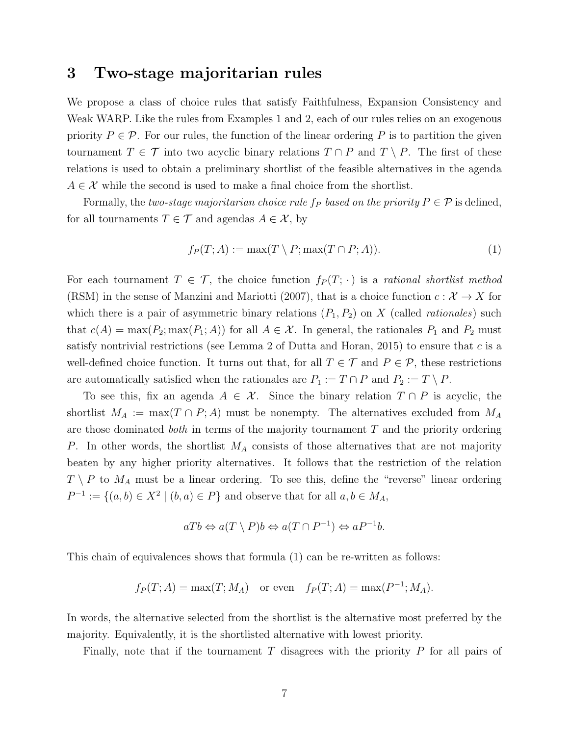# 3 Two-stage majoritarian rules

We propose a class of choice rules that satisfy Faithfulness, Expansion Consistency and Weak WARP. Like the rules from Examples 1 and 2, each of our rules relies on an exogenous priority $P \in \mathcal{P}$. For our rules, the function of the linear ordering $P$ is to partition the given tournament $T \in \mathcal{T}$ into two acyclic binary relations $T \cap P$ and $T \setminus P$. The first of these relations is used to obtain a preliminary shortlist of the feasible alternatives in the agenda $A \in \mathcal{X}$ while the second is used to make a final choice from the shortlist.

Formally, the *two-stage majoritarian choice rule $f_P$ based on the priority $P \in \mathcal{P}$* is defined, for all tournaments $T \in \mathcal{T}$ and agendas $A \in \mathcal{X}$, by

$$f_P(T; A) := \max(T \setminus P; \max(T \cap P; A)). \tag{1}$$

For each tournament $T \in \mathcal{T}$, the choice function $f_P(T; \cdot)$ is a *rational shortlist method* (RSM) in the sense of Manzini and Mariotti (2007), that is a choice function $c : \mathcal{X} \to X$ for which there is a pair of asymmetric binary relations $(P_1, P_2)$ on $X$ (called *rationales*) such that $c(A) = \max(P_2; \max(P_1; A))$ for all $A \in \mathcal{X}$. In general, the rationales $P_1$ and $P_2$ must satisfy nontrivial restrictions (see Lemma 2 of Dutta and Horan, 2015) to ensure that $c$ is a well-defined choice function. It turns out that, for all $T \in \mathcal{T}$ and $P \in \mathcal{P}$, these restrictions are automatically satisfied when the rationales are $P_1 := T \cap P$ and $P_2 := T \setminus P$.

To see this, fix an agenda $A \in \mathcal{X}$. Since the binary relation $T \cap P$ is acyclic, the shortlist $M_A := \max(T \cap P; A)$ must be nonempty. The alternatives excluded from $M_A$ are those dominated *both* in terms of the majority tournament $T$ and the priority ordering $P$. In other words, the shortlist $M_A$ consists of those alternatives that are not majority beaten by any higher priority alternatives. It follows that the restriction of the relation $T \setminus P$ to $M_A$ must be a linear ordering. To see this, define the "reverse" linear ordering $P^{-1} := \{(a, b) \in X^2 \mid (b, a) \in P\}$ and observe that for all $a, b \in M_A$,

$$aTb \Leftrightarrow a(T \setminus P)b \Leftrightarrow a(T \cap P^{-1}) \Leftrightarrow aP^{-1}b.$$

This chain of equivalences shows that formula (1) can be re-written as follows:

$$f_P(T; A) = \max(T; M_A) \quad \text{or even} \quad f_P(T; A) = \max(P^{-1}; M_A).$$

In words, the alternative selected from the shortlist is the alternative most preferred by the majority. Equivalently, it is the shortlisted alternative with lowest priority.

Finally, note that if the tournament $T$ disagrees with the priority $P$ for all pairs of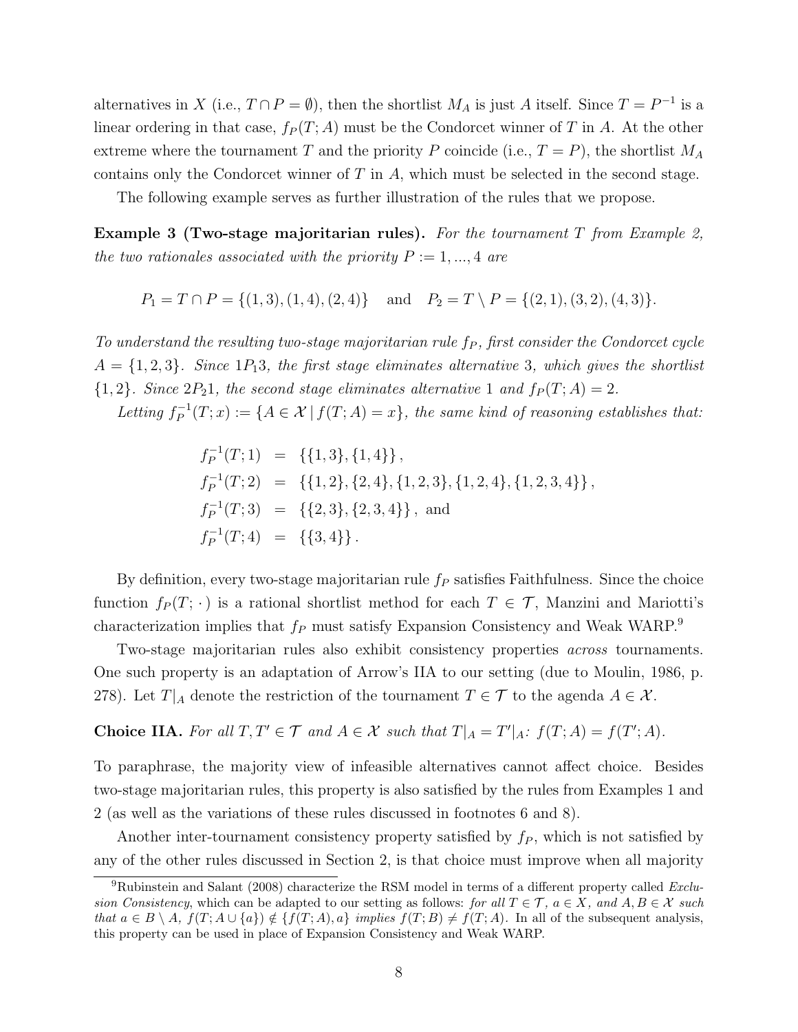alternatives in $X$ (i.e., $T \cap P = \emptyset$), then the shortlist $M_A$ is just $A$ itself. Since $T = P^{-1}$ is a linear ordering in that case, $f_P(T; A)$ must be the Condorcet winner of $T$ in $A$. At the other extreme where the tournament $T$ and the priority $P$ coincide (i.e., $T = P$), the shortlist $M_A$ contains only the Condorcet winner of $T$ in $A$, which must be selected in the second stage.

The following example serves as further illustration of the rules that we propose.

**Example 3 (Two-stage majoritarian rules).** *For the tournament $T$ from Example 2, the two rationales associated with the priority $P := 1, ..., 4$ are*

$$P_1 = T \cap P = \{(1,3),(1,4),(2,4)\} \quad \text{and} \quad P_2 = T \setminus P = \{(2,1),(3,2),(4,3)\}.$$

*To understand the resulting two-stage majoritarian rule $f_P$, first consider the Condorcet cycle $A = \{1,2,3\}$. Since $1P_13$, the first stage eliminates alternative 3, which gives the shortlist $\{1,2\}$. Since $2P_21$, the second stage eliminates alternative 1 and $f_P(T; A) = 2$.*

*Letting $f_P^{-1}(T; x) := \{A \in \mathcal{X} \mid f(T; A) = x\}$, the same kind of reasoning establishes that:*

$$\begin{aligned}
f_P^{-1}(T;1) &= \{\{1,3\},\{1,4\}\}, \\
f_P^{-1}(T;2) &= \{\{1,2\},\{2,4\},\{1,2,3\},\{1,2,4\},\{1,2,3,4\}\}, \\
f_P^{-1}(T;3) &= \{\{2,3\},\{2,3,4\}\}, \text{ and} \\
f_P^{-1}(T;4) &= \{\{3,4\}\}.
\end{aligned}$$

By definition, every two-stage majoritarian rule $f_P$ satisfies Faithfulness. Since the choice function $f_P(T; \cdot)$ is a rational shortlist method for each $T \in \mathcal{T}$, Manzini and Mariotti's characterization implies that $f_P$ must satisfy Expansion Consistency and Weak WARP.[9]

Two-stage majoritarian rules also exhibit consistency properties *across* tournaments. One such property is an adaptation of Arrow's IIA to our setting (due to Moulin, 1986, p. 278). Let $T|_A$ denote the restriction of the tournament $T \in \mathcal{T}$ to the agenda $A \in \mathcal{X}$.

**Choice IIA.** *For all $T, T' \in \mathcal{T}$ and $A \in \mathcal{X}$ such that $T|_A = T'|_A$: $f(T; A) = f(T'; A)$.*

To paraphrase, the majority view of infeasible alternatives cannot affect choice. Besides two-stage majoritarian rules, this property is also satisfied by the rules from Examples 1 and 2 (as well as the variations of these rules discussed in footnotes 6 and 8).

Another inter-tournament consistency property satisfied by $f_P$, which is not satisfied by any of the other rules discussed in Section 2, is that choice must improve when all majority

[9] Rubinstein and Salant (2008) characterize the RSM model in terms of a different property called *Exclusion Consistency*, which can be adapted to our setting as follows: *for all $T \in \mathcal{T}$, $a \in X$, and $A, B \in \mathcal{X}$ such that $a \in B \setminus A$, $f(T; A \cup \{a\}) \notin \{f(T; A), a\}$ implies $f(T; B) \neq f(T; A)$.* In all of the subsequent analysis, this property can be used in place of Expansion Consistency and Weak WARP.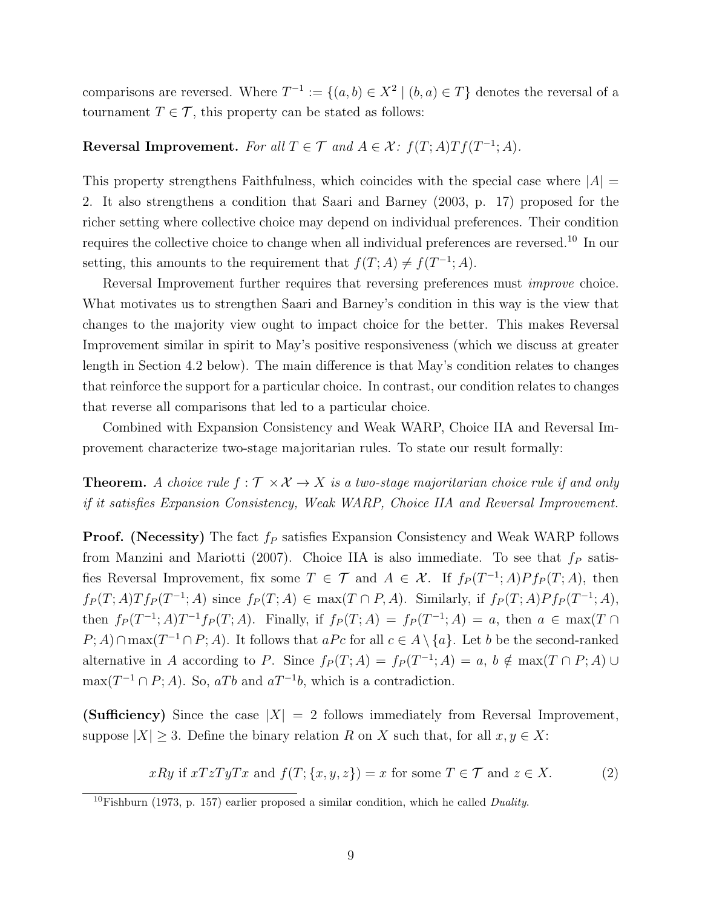comparisons are reversed. Where $T^{-1} := \{(a, b) \in X^2 \mid (b, a) \in T\}$ denotes the reversal of a tournament $T \in \mathcal{T}$, this property can be stated as follows:

**Reversal Improvement.** *For all $T \in \mathcal{T}$ and $A \in \mathcal{X}$: $f(T; A) T f(T^{-1}; A)$.*

This property strengthens Faithfulness, which coincides with the special case where $|A| = 2$. It also strengthens a condition that Saari and Barney (2003, p. 17) proposed for the richer setting where collective choice may depend on individual preferences. Their condition requires the collective choice to change when all individual preferences are reversed.[10] In our setting, this amounts to the requirement that $f(T; A) \neq f(T^{-1}; A)$.

Reversal Improvement further requires that reversing preferences must *improve* choice. What motivates us to strengthen Saari and Barney's condition in this way is the view that changes to the majority view ought to impact choice for the better. This makes Reversal Improvement similar in spirit to May's positive responsiveness (which we discuss at greater length in Section 4.2 below). The main difference is that May's condition relates to changes that reinforce the support for a particular choice. In contrast, our condition relates to changes that reverse all comparisons that led to a particular choice.

Combined with Expansion Consistency and Weak WARP, Choice IIA and Reversal Improvement characterize two-stage majoritarian rules. To state our result formally:

**Theorem.** *A choice rule $f : \mathcal{T} \times \mathcal{X} \to X$ is a two-stage majoritarian choice rule if and only if it satisfies Expansion Consistency, Weak WARP, Choice IIA and Reversal Improvement.*

**Proof. (Necessity)** The fact $f_P$ satisfies Expansion Consistency and Weak WARP follows from Manzini and Mariotti (2007). Choice IIA is also immediate. To see that $f_P$ satisfies Reversal Improvement, fix some $T \in \mathcal{T}$ and $A \in \mathcal{X}$. If $f_P(T^{-1}; A) P f_P(T; A)$, then $f_P(T; A) T f_P(T^{-1}; A)$ since $f_P(T; A) \in \max(T \cap P, A)$. Similarly, if $f_P(T; A) P f_P(T^{-1}; A)$, then $f_P(T^{-1}; A) T^{-1} f_P(T; A)$. Finally, if $f_P(T; A) = f_P(T^{-1}; A) = a$, then $a \in \max(T \cap P; A) \cap \max(T^{-1} \cap P; A)$. It follows that $aPc$ for all $c \in A \setminus \{a\}$. Let $b$ be the second-ranked alternative in $A$ according to $P$. Since $f_P(T; A) = f_P(T^{-1}; A) = a$, $b \notin \max(T \cap P; A) \cup \max(T^{-1} \cap P; A)$. So, $aTb$ and $aT^{-1}b$, which is a contradiction.

**(Sufficiency)** Since the case $|X| = 2$ follows immediately from Reversal Improvement, suppose $|X| \geq 3$. Define the binary relation $R$ on $X$ such that, for all $x, y \in X$:

$$xRy \text{ if } xTzTyTx \text{ and } f(T; \{x, y, z\}) = x \text{ for some } T \in \mathcal{T} \text{ and } z \in X. \tag{2}$$

[10] Fishburn (1973, p. 157) earlier proposed a similar condition, which he called *Duality*.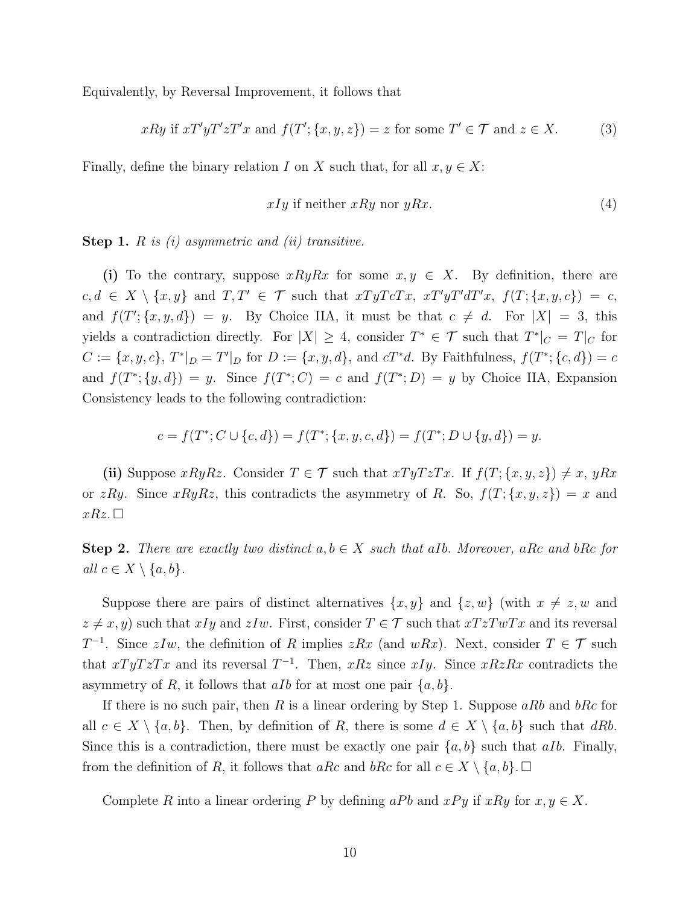Equivalently, by Reversal Improvement, it follows that

$$xRy \text{ if } xT'yT'zT'x \text{ and } f(T'; \{x, y, z\}) = z \text{ for some } T' \in \mathcal{T} \text{ and } z \in X. \tag{3}$$

Finally, define the binary relation $I$ on $X$ such that, for all $x, y \in X$:

$$xIy \text{ if neither } xRy \text{ nor } yRx. \tag{4}$$

**Step 1.** *$R$ is (i) asymmetric and (ii) transitive.*

**(i)** To the contrary, suppose $xRyRx$ for some $x, y \in X$. By definition, there are $c, d \in X \setminus \{x, y\}$ and $T, T' \in \mathcal{T}$ such that $xTyTcTx$, $xT'yT'dT'x$, $f(T; \{x, y, c\}) = c$, and $f(T'; \{x, y, d\}) = y$. By Choice IIA, it must be that $c \neq d$. For $|X| = 3$, this yields a contradiction directly. For $|X| \geq 4$, consider $T^* \in \mathcal{T}$ such that $T^*|_C = T|_C$ for $C := \{x, y, c\}$, $T^*|_D = T'|_D$ for $D := \{x, y, d\}$, and $cT^*d$. By Faithfulness, $f(T^*; \{c, d\}) = c$ and $f(T^*; \{y, d\}) = y$. Since $f(T^*; C) = c$ and $f(T^*; D) = y$ by Choice IIA, Expansion Consistency leads to the following contradiction:

$$c = f(T^*; C \cup \{c, d\}) = f(T^*; \{x, y, c, d\}) = f(T^*; D \cup \{y, d\}) = y.$$

**(ii)** Suppose $xRyRz$. Consider $T \in \mathcal{T}$ such that $xTyTzTx$. If $f(T; \{x, y, z\}) \neq x$, $yRx$ or $zRy$. Since $xRyRz$, this contradicts the asymmetry of $R$. So, $f(T; \{x, y, z\}) = x$ and $xRz$. □

**Step 2.** *There are exactly two distinct $a, b \in X$ such that $aIb$. Moreover, $aRc$ and $bRc$ for all $c \in X \setminus \{a, b\}$.*

Suppose there are pairs of distinct alternatives $\{x, y\}$ and $\{z, w\}$ (with $x \neq z, w$ and $z \neq x, y$) such that $xIy$ and $zIw$. First, consider $T \in \mathcal{T}$ such that $xTzTwTx$ and its reversal $T^{-1}$. Since $zIw$, the definition of $R$ implies $zRx$ (and $wRx$). Next, consider $T \in \mathcal{T}$ such that $xTyTzTx$ and its reversal $T^{-1}$. Then, $xRz$ since $xIy$. Since $xRzRx$ contradicts the asymmetry of $R$, it follows that $aIb$ for at most one pair $\{a, b\}$.

If there is no such pair, then $R$ is a linear ordering by Step 1. Suppose $aRb$ and $bRc$ for all $c \in X \setminus \{a, b\}$. Then, by definition of $R$, there is some $d \in X \setminus \{a, b\}$ such that $dRb$. Since this is a contradiction, there must be exactly one pair $\{a, b\}$ such that $aIb$. Finally, from the definition of $R$, it follows that $aRc$ and $bRc$ for all $c \in X \setminus \{a, b\}$. □

Complete $R$ into a linear ordering $P$ by defining $aPb$ and $xPy$ if $xRy$ for $x, y \in X$.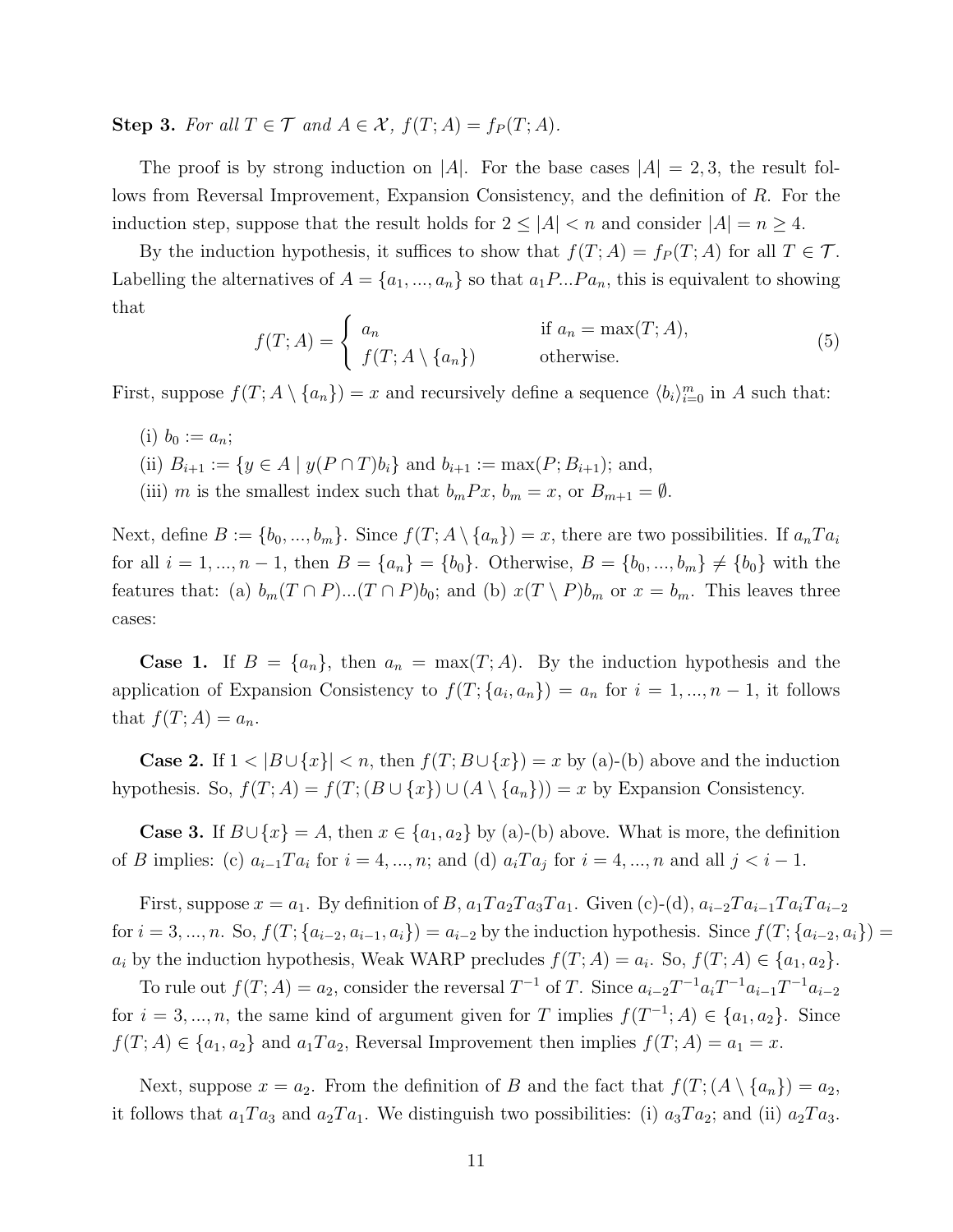**Step 3.** *For all $T \in \mathcal{T}$ and $A \in \mathcal{X}$, $f(T; A) = f_P(T; A)$.*

The proof is by strong induction on $|A|$. For the base cases $|A| = 2, 3$, the result follows from Reversal Improvement, Expansion Consistency, and the definition of $R$. For the induction step, suppose that the result holds for $2 \leq |A| < n$ and consider $|A| = n \geq 4$.

By the induction hypothesis, it suffices to show that $f(T; A) = f_P(T; A)$ for all $T \in \mathcal{T}$. Labelling the alternatives of $A = \{a_1, ..., a_n\}$ so that $a_1 P ... P a_n$, this is equivalent to showing that

$$f(T; A) = \begin{cases} a_n & \text{if } a_n = \max(T; A), \\ f(T; A \setminus \{a_n\}) & \text{otherwise.} \end{cases} \tag{5}$$

First, suppose $f(T; A \setminus \{a_n\}) = x$ and recursively define a sequence $\langle b_i \rangle_{i=0}^m$ in $A$ such that:

(i) $b_0 := a_n$;

(ii) $B_{i+1} := \{y \in A \mid y(P \cap T)b_i\}$ and $b_{i+1} := \max(P; B_{i+1})$; and,

(iii) $m$ is the smallest index such that $b_m P x$, $b_m = x$, or $B_{m+1} = \emptyset$.

Next, define $B := \{b_0, ..., b_m\}$. Since $f(T; A \setminus \{a_n\}) = x$, there are two possibilities. If $a_n T a_i$ for all $i = 1, ..., n-1$, then $B = \{a_n\} = \{b_0\}$. Otherwise, $B = \{b_0, ..., b_m\} \neq \{b_0\}$ with the features that: (a) $b_m(T \cap P)...(T \cap P)b_0$; and (b) $x(T \setminus P)b_m$ or $x = b_m$. This leaves three cases:

**Case 1.** If $B = \{a_n\}$, then $a_n = \max(T; A)$. By the induction hypothesis and the application of Expansion Consistency to $f(T; \{a_i, a_n\}) = a_n$ for $i = 1, ..., n-1$, it follows that $f(T; A) = a_n$.

**Case 2.** If $1 < |B \cup \{x\}| < n$, then $f(T; B \cup \{x\}) = x$ by (a)-(b) above and the induction hypothesis. So, $f(T; A) = f(T; (B \cup \{x\}) \cup (A \setminus \{a_n\})) = x$ by Expansion Consistency.

**Case 3.** If $B \cup \{x\} = A$, then $x \in \{a_1, a_2\}$ by (a)-(b) above. What is more, the definition of $B$ implies: (c) $a_{i-1} T a_i$ for $i = 4, ..., n$; and (d) $a_i T a_j$ for $i = 4, ..., n$ and all $j < i - 1$.

First, suppose $x = a_1$. By definition of $B$, $a_1 T a_2 T a_3 T a_1$. Given (c)-(d), $a_{i-2} T a_{i-1} T a_i T a_{i-2}$ for $i = 3, ..., n$. So, $f(T; \{a_{i-2}, a_{i-1}, a_i\}) = a_{i-2}$ by the induction hypothesis. Since $f(T; \{a_{i-2}, a_i\}) = a_i$ by the induction hypothesis, Weak WARP precludes $f(T; A) = a_i$. So, $f(T; A) \in \{a_1, a_2\}$.

To rule out $f(T; A) = a_2$, consider the reversal $T^{-1}$ of $T$. Since $a_{i-2} T^{-1} a_i T^{-1} a_{i-1} T^{-1} a_{i-2}$ for $i = 3, ..., n$, the same kind of argument given for $T$ implies $f(T^{-1}; A) \in \{a_1, a_2\}$. Since $f(T; A) \in \{a_1, a_2\}$ and $a_1 T a_2$, Reversal Improvement then implies $f(T; A) = a_1 = x$.

Next, suppose $x = a_2$. From the definition of $B$ and the fact that $f(T; (A \setminus \{a_n\}) = a_2$, it follows that $a_1 T a_3$ and $a_2 T a_1$. We distinguish two possibilities: (i) $a_3 T a_2$; and (ii) $a_2 T a_3$.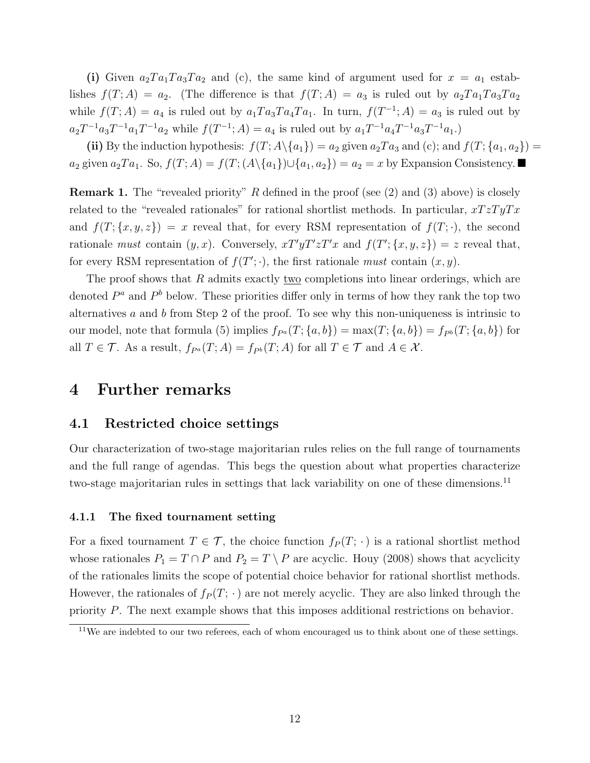**(i)** Given $a_2 T a_1 T a_3 T a_2$ and (c), the same kind of argument used for $x = a_1$ establishes $f(T; A) = a_2$. (The difference is that $f(T; A) = a_3$ is ruled out by $a_2 T a_1 T a_3 T a_2$ while $f(T; A) = a_4$ is ruled out by $a_1 T a_3 T a_4 T a_1$. In turn, $f(T^{-1}; A) = a_3$ is ruled out by $a_2 T^{-1} a_3 T^{-1} a_1 T^{-1} a_2$ while $f(T^{-1}; A) = a_4$ is ruled out by $a_1 T^{-1} a_4 T^{-1} a_3 T^{-1} a_1$.)

**(ii)** By the induction hypothesis: $f(T; A \backslash \{a_1\}) = a_2$ given $a_2 T a_3$ and (c); and $f(T; \{a_1, a_2\}) = a_2$ given $a_2 T a_1$. So, $f(T; A) = f(T; (A \backslash \{a_1\}) \cup \{a_1, a_2\}) = a_2 = x$ by Expansion Consistency. ■

**Remark 1.** The "revealed priority" $R$ defined in the proof (see (2) and (3) above) is closely related to the "revealed rationales" for rational shortlist methods. In particular, $xTzTyTx$ and $f(T; \{x, y, z\}) = x$ reveal that, for every RSM representation of $f(T; \cdot)$, the second rationale *must* contain $(y, x)$. Conversely, $xT'yT'zT'x$ and $f(T'; \{x, y, z\}) = z$ reveal that, for every RSM representation of $f(T'; \cdot)$, the first rationale *must* contain $(x, y)$.

The proof shows that $R$ admits exactly two completions into linear orderings, which are denoted $P^a$ and $P^b$ below. These priorities differ only in terms of how they rank the top two alternatives $a$ and $b$ from Step 2 of the proof. To see why this non-uniqueness is intrinsic to our model, note that formula (5) implies $f_{P^a}(T; \{a, b\}) = \max(T; \{a, b\}) = f_{P^b}(T; \{a, b\})$ for all $T \in \mathcal{T}$. As a result, $f_{P^a}(T; A) = f_{P^b}(T; A)$ for all $T \in \mathcal{T}$ and $A \in \mathcal{X}$.

# 4 Further remarks

## 4.1 Restricted choice settings

Our characterization of two-stage majoritarian rules relies on the full range of tournaments and the full range of agendas. This begs the question about what properties characterize two-stage majoritarian rules in settings that lack variability on one of these dimensions.[11]

### 4.1.1 The fixed tournament setting

For a fixed tournament $T \in \mathcal{T}$, the choice function $f_P(T; \cdot)$ is a rational shortlist method whose rationales $P_1 = T \cap P$ and $P_2 = T \setminus P$ are acyclic. Houy (2008) shows that acyclicity of the rationales limits the scope of potential choice behavior for rational shortlist methods. However, the rationales of $f_P(T; \cdot)$ are not merely acyclic. They are also linked through the priority $P$. The next example shows that this imposes additional restrictions on behavior.

[11] We are indebted to our two referees, each of whom encouraged us to think about one of these settings.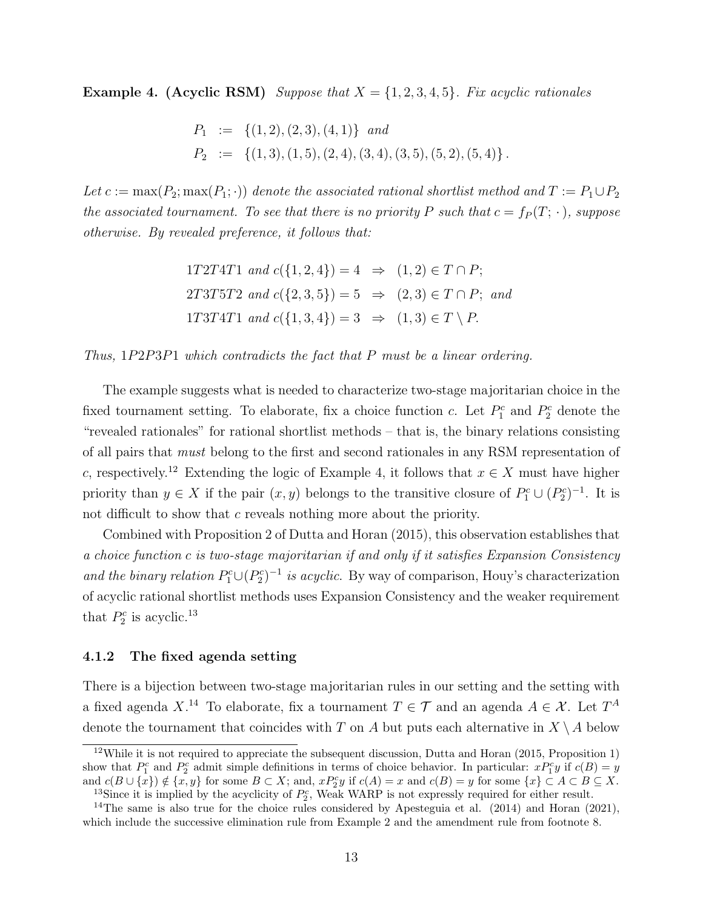**Example 4. (Acyclic RSM)** *Suppose that $X = \{1,2,3,4,5\}$. Fix acyclic rationales*

$$
\begin{aligned}
P_1 &:= \{(1,2),(2,3),(4,1)\} \text{ and} \\
P_2 &:= \{(1,3),(1,5),(2,4),(3,4),(3,5),(5,2),(5,4)\}.
\end{aligned}
$$

*Let $c := \max(P_2; \max(P_1; \cdot))$ denote the associated rational shortlist method and $T := P_1 \cup P_2$ the associated tournament. To see that there is no priority $P$ such that $c = f_P(T; \cdot)$, suppose otherwise. By revealed preference, it follows that:*

$$
\begin{aligned}
1T2T4T1 \text{ and } c(\{1,2,4\}) = 4 &\Rightarrow (1,2) \in T \cap P; \\
2T3T5T2 \text{ and } c(\{2,3,5\}) = 5 &\Rightarrow (2,3) \in T \cap P; \text{ and} \\
1T3T4T1 \text{ and } c(\{1,3,4\}) = 3 &\Rightarrow (1,3) \in T \setminus P.
\end{aligned}
$$

*Thus, $1P2P3P1$ which contradicts the fact that $P$ must be a linear ordering.*

The example suggests what is needed to characterize two-stage majoritarian choice in the fixed tournament setting. To elaborate, fix a choice function $c$. Let $P_1^c$ and $P_2^c$ denote the "revealed rationales" for rational shortlist methods – that is, the binary relations consisting of all pairs that *must* belong to the first and second rationales in any RSM representation of $c$, respectively.[12] Extending the logic of Example 4, it follows that $x \in X$ must have higher priority than $y \in X$ if the pair $(x, y)$ belongs to the transitive closure of $P_1^c \cup (P_2^c)^{-1}$. It is not difficult to show that $c$ reveals nothing more about the priority.

Combined with Proposition 2 of Dutta and Horan (2015), this observation establishes that *a choice function $c$ is two-stage majoritarian if and only if it satisfies Expansion Consistency and the binary relation $P_1^c \cup (P_2^c)^{-1}$ is acyclic*. By way of comparison, Houy's characterization of acyclic rational shortlist methods uses Expansion Consistency and the weaker requirement that $P_2^c$ is acyclic.[13]

### 4.1.2 The fixed agenda setting

There is a bijection between two-stage majoritarian rules in our setting and the setting with a fixed agenda $X$.[14] To elaborate, fix a tournament $T \in \mathcal{T}$ and an agenda $A \in \mathcal{X}$. Let $T^A$ denote the tournament that coincides with $T$ on $A$ but puts each alternative in $X \setminus A$ below

---

[12] While it is not required to appreciate the subsequent discussion, Dutta and Horan (2015, Proposition 1) show that $P_1^c$ and $P_2^c$ admit simple definitions in terms of choice behavior. In particular: $xP_1^c y$ if $c(B) = y$ and $c(B \cup \{x\}) \notin \{x, y\}$ for some $B \subset X$; and, $xP_2^c y$ if $c(A) = x$ and $c(B) = y$ for some $\{x\} \subset A \subset B \subseteq X$.

[13] Since it is implied by the acyclicity of $P_2^c$, Weak WARP is not expressly required for either result.

[14] The same is also true for the choice rules considered by Apesteguia et al. (2014) and Horan (2021), which include the successive elimination rule from Example 2 and the amendment rule from footnote 8.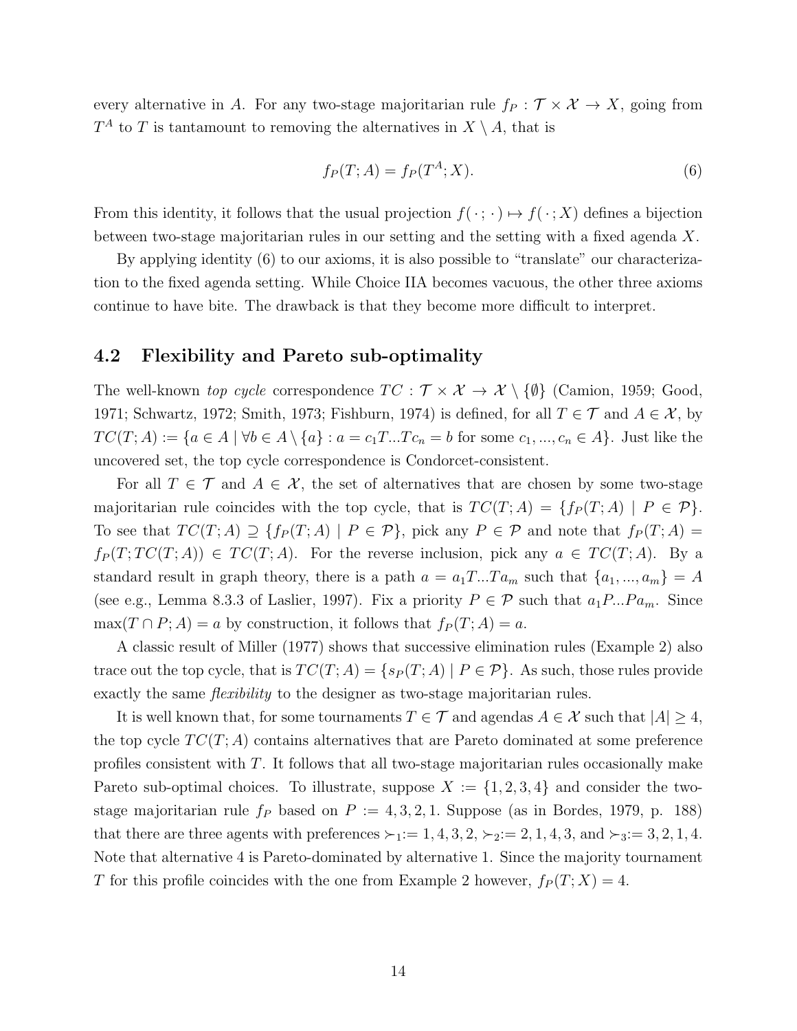every alternative in $A$. For any two-stage majoritarian rule $f_P : \mathcal{T} \times \mathcal{X} \to X$, going from $T^A$ to $T$ is tantamount to removing the alternatives in $X \setminus A$, that is

$$f_P(T; A) = f_P(T^A; X). \tag{6}$$

From this identity, it follows that the usual projection $f(\,\cdot\,;\,\cdot\,) \mapsto f(\,\cdot\,; X)$ defines a bijection between two-stage majoritarian rules in our setting and the setting with a fixed agenda $X$.

By applying identity (6) to our axioms, it is also possible to "translate" our characterization to the fixed agenda setting. While Choice IIA becomes vacuous, the other three axioms continue to have bite. The drawback is that they become more difficult to interpret.

## 4.2 Flexibility and Pareto sub-optimality

The well-known *top cycle* correspondence $TC : \mathcal{T} \times \mathcal{X} \to \mathcal{X} \setminus \{\emptyset\}$ (Camion, 1959; Good, 1971; Schwartz, 1972; Smith, 1973; Fishburn, 1974) is defined, for all $T \in \mathcal{T}$ and $A \in \mathcal{X}$, by $TC(T; A) := \{a \in A \mid \forall b \in A \setminus \{a\} : a = c_1 T ... T c_n = b \text{ for some } c_1, ..., c_n \in A\}$. Just like the uncovered set, the top cycle correspondence is Condorcet-consistent.

For all $T \in \mathcal{T}$ and $A \in \mathcal{X}$, the set of alternatives that are chosen by some two-stage majoritarian rule coincides with the top cycle, that is $TC(T; A) = \{f_P(T; A) \mid P \in \mathcal{P}\}$. To see that $TC(T; A) \supseteq \{f_P(T; A) \mid P \in \mathcal{P}\}$, pick any $P \in \mathcal{P}$ and note that $f_P(T; A) = f_P(T; TC(T; A)) \in TC(T; A)$. For the reverse inclusion, pick any $a \in TC(T; A)$. By a standard result in graph theory, there is a path $a = a_1 T ... T a_m$ such that $\{a_1, ..., a_m\} = A$ (see e.g., Lemma 8.3.3 of Laslier, 1997). Fix a priority $P \in \mathcal{P}$ such that $a_1 P ... P a_m$. Since $\max(T \cap P; A) = a$ by construction, it follows that $f_P(T; A) = a$.

A classic result of Miller (1977) shows that successive elimination rules (Example 2) also trace out the top cycle, that is $TC(T; A) = \{s_P(T; A) \mid P \in \mathcal{P}\}$. As such, those rules provide exactly the same *flexibility* to the designer as two-stage majoritarian rules.

It is well known that, for some tournaments $T \in \mathcal{T}$ and agendas $A \in \mathcal{X}$ such that $|A| \geq 4$, the top cycle $TC(T; A)$ contains alternatives that are Pareto dominated at some preference profiles consistent with $T$. It follows that all two-stage majoritarian rules occasionally make Pareto sub-optimal choices. To illustrate, suppose $X := \{1, 2, 3, 4\}$ and consider the two-stage majoritarian rule $f_P$ based on $P := 4, 3, 2, 1$. Suppose (as in Bordes, 1979, p. 188) that there are three agents with preferences $\succ_1 := 1, 4, 3, 2$, $\succ_2 := 2, 1, 4, 3$, and $\succ_3 := 3, 2, 1, 4$. Note that alternative 4 is Pareto-dominated by alternative 1. Since the majority tournament $T$ for this profile coincides with the one from Example 2 however, $f_P(T; X) = 4$.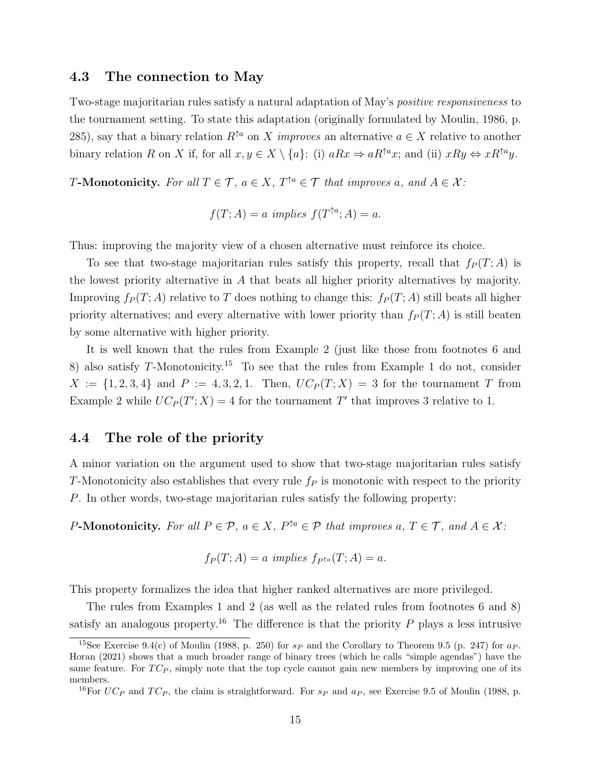### 4.3 The connection to May

Two-stage majoritarian rules satisfy a natural adaptation of May's *positive responsiveness* to the tournament setting. To state this adaptation (originally formulated by Moulin, 1986, p. 285), say that a binary relation $R^{\uparrow a}$ on $X$ *improves* an alternative $a \in X$ relative to another binary relation $R$ on $X$ if, for all $x, y \in X \setminus \{a\}$: (i) $aRx \Rightarrow aR^{\uparrow a}x$; and (ii) $xRy \Leftrightarrow xR^{\uparrow a}y$.

**$T$-Monotonicity.** *For all $T \in \mathcal{T}$, $a \in X$, $T^{\uparrow a} \in \mathcal{T}$ that improves $a$, and $A \in \mathcal{X}$:*

$$f(T; A) = a \text{ implies } f(T^{\uparrow a}; A) = a.$$

Thus: improving the majority view of a chosen alternative must reinforce its choice.

To see that two-stage majoritarian rules satisfy this property, recall that $f_P(T; A)$ is the lowest priority alternative in $A$ that beats all higher priority alternatives by majority. Improving $f_P(T; A)$ relative to $T$ does nothing to change this: $f_P(T; A)$ still beats all higher priority alternatives; and every alternative with lower priority than $f_P(T; A)$ is still beaten by some alternative with higher priority.

It is well known that the rules from Example 2 (just like those from footnotes 6 and 8) also satisfy $T$-Monotonicity.[15] To see that the rules from Example 1 do not, consider $X := \{1, 2, 3, 4\}$ and $P := 4, 3, 2, 1$. Then, $UC_P(T; X) = 3$ for the tournament $T$ from Example 2 while $UC_P(T'; X) = 4$ for the tournament $T'$ that improves 3 relative to 1.

### 4.4 The role of the priority

A minor variation on the argument used to show that two-stage majoritarian rules satisfy $T$-Monotonicity also establishes that every rule $f_P$ is monotonic with respect to the priority $P$. In other words, two-stage majoritarian rules satisfy the following property:

**$P$-Monotonicity.** *For all $P \in \mathcal{P}$, $a \in X$, $P^{\uparrow a} \in \mathcal{P}$ that improves $a$, $T \in \mathcal{T}$, and $A \in \mathcal{X}$:*

$$f_P(T; A) = a \text{ implies } f_{P^{\uparrow a}}(T; A) = a.$$

This property formalizes the idea that higher ranked alternatives are more privileged.

The rules from Examples 1 and 2 (as well as the related rules from footnotes 6 and 8) satisfy an analogous property.[16] The difference is that the priority $P$ plays a less intrusive

[15] See Exercise 9.4(c) of Moulin (1988, p. 250) for $s_P$ and the Corollary to Theorem 9.5 (p. 247) for $a_P$. Horan (2021) shows that a much broader range of binary trees (which he calls "simple agendas") have the same feature. For $TC_P$, simply note that the top cycle cannot gain new members by improving one of its members.

[16] For $UC_P$ and $TC_P$, the claim is straightforward. For $s_P$ and $a_P$, see Exercise 9.5 of Moulin (1988, p.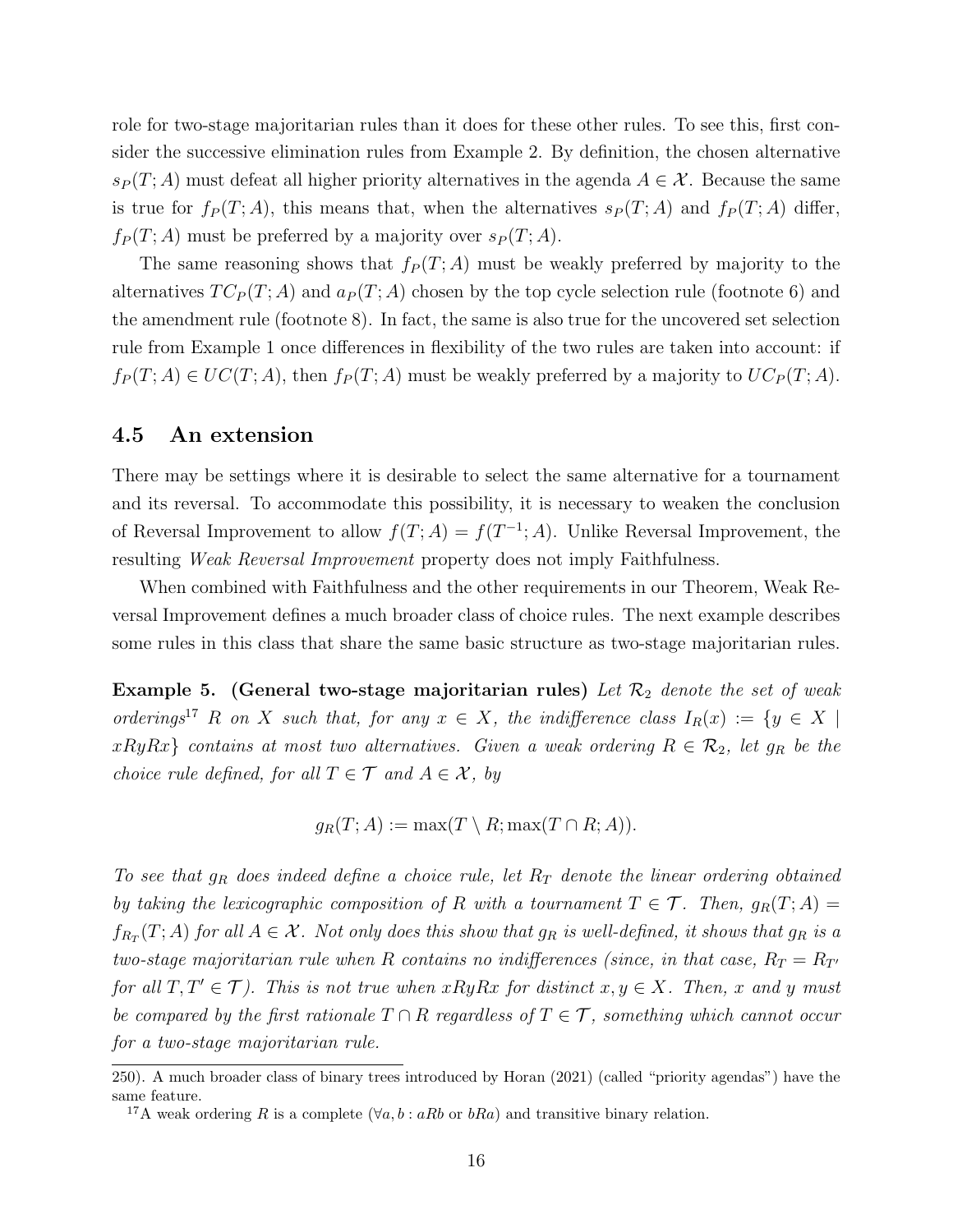role for two-stage majoritarian rules than it does for these other rules. To see this, first consider the successive elimination rules from Example 2. By definition, the chosen alternative $s_P(T;A)$ must defeat all higher priority alternatives in the agenda $A \in \mathcal{X}$. Because the same is true for $f_P(T;A)$, this means that, when the alternatives $s_P(T;A)$ and $f_P(T;A)$ differ, $f_P(T;A)$ must be preferred by a majority over $s_P(T;A)$.

The same reasoning shows that $f_P(T;A)$ must be weakly preferred by majority to the alternatives $TC_P(T;A)$ and $a_P(T;A)$ chosen by the top cycle selection rule (footnote 6) and the amendment rule (footnote 8). In fact, the same is also true for the uncovered set selection rule from Example 1 once differences in flexibility of the two rules are taken into account: if $f_P(T;A) \in UC(T;A)$, then $f_P(T;A)$ must be weakly preferred by a majority to $UC_P(T;A)$.

## 4.5 An extension

There may be settings where it is desirable to select the same alternative for a tournament and its reversal. To accommodate this possibility, it is necessary to weaken the conclusion of Reversal Improvement to allow $f(T;A) = f(T^{-1};A)$. Unlike Reversal Improvement, the resulting *Weak Reversal Improvement* property does not imply Faithfulness.

When combined with Faithfulness and the other requirements in our Theorem, Weak Reversal Improvement defines a much broader class of choice rules. The next example describes some rules in this class that share the same basic structure as two-stage majoritarian rules.

**Example 5. (General two-stage majoritarian rules)** *Let $\mathcal{R}_2$ denote the set of weak orderings*[17] *$R$ on $X$ such that, for any $x \in X$, the indifference class $I_R(x) := \{y \in X \mid xRyRx\}$ contains at most two alternatives. Given a weak ordering $R \in \mathcal{R}_2$, let $g_R$ be the choice rule defined, for all $T \in \mathcal{T}$ and $A \in \mathcal{X}$, by*

$$g_R(T;A) := \max(T \setminus R; \max(T \cap R; A)).$$

*To see that $g_R$ does indeed define a choice rule, let $R_T$ denote the linear ordering obtained by taking the lexicographic composition of $R$ with a tournament $T \in \mathcal{T}$. Then, $g_R(T;A) = f_{R_T}(T;A)$ for all $A \in \mathcal{X}$. Not only does this show that $g_R$ is well-defined, it shows that $g_R$ is a two-stage majoritarian rule when $R$ contains no indifferences (since, in that case, $R_T = R_{T'}$ for all $T, T' \in \mathcal{T}$). This is not true when $xRyRx$ for distinct $x, y \in X$. Then, $x$ and $y$ must be compared by the first rationale $T \cap R$ regardless of $T \in \mathcal{T}$, something which cannot occur for a two-stage majoritarian rule.*

---

250). A much broader class of binary trees introduced by Horan (2021) (called "priority agendas") have the same feature.

[17] A weak ordering $R$ is a complete ($\forall a, b : aRb$ or $bRa$) and transitive binary relation.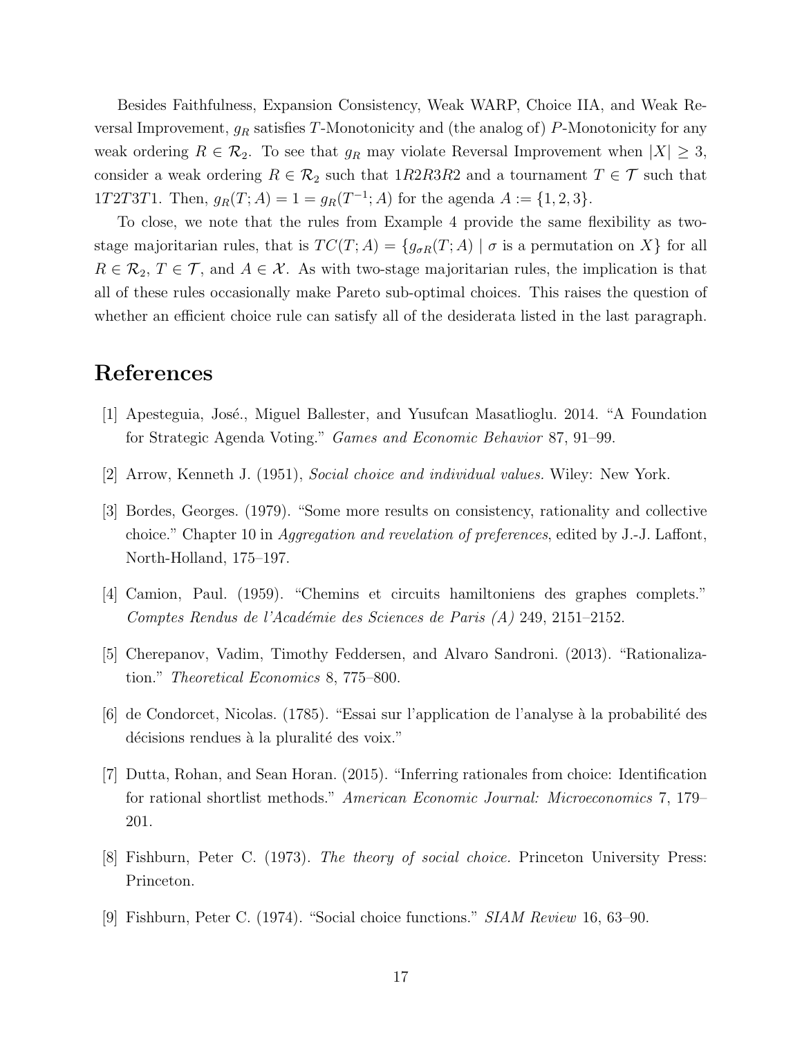Besides Faithfulness, Expansion Consistency, Weak WARP, Choice IIA, and Weak Reversal Improvement, $g_R$ satisfies $T$-Monotonicity and (the analog of) $P$-Monotonicity for any weak ordering $R \in \mathcal{R}_2$. To see that $g_R$ may violate Reversal Improvement when $|X| \geq 3$, consider a weak ordering $R \in \mathcal{R}_2$ such that $1R2R3R2$ and a tournament $T \in \mathcal{T}$ such that $1T2T3T1$. Then, $g_R(T; A) = 1 = g_R(T^{-1}; A)$ for the agenda $A := \{1, 2, 3\}$.

To close, we note that the rules from Example 4 provide the same flexibility as two-stage majoritarian rules, that is $TC(T; A) = \{g_{\sigma R}(T; A) \mid \sigma \text{ is a permutation on } X\}$ for all $R \in \mathcal{R}_2$, $T \in \mathcal{T}$, and $A \in \mathcal{X}$. As with two-stage majoritarian rules, the implication is that all of these rules occasionally make Pareto sub-optimal choices. This raises the question of whether an efficient choice rule can satisfy all of the desiderata listed in the last paragraph.

# References

[1] Apesteguia, José., Miguel Ballester, and Yusufcan Masatlioglu. 2014. "A Foundation for Strategic Agenda Voting." *Games and Economic Behavior* 87, 91–99.

[2] Arrow, Kenneth J. (1951), *Social choice and individual values.* Wiley: New York.

[3] Bordes, Georges. (1979). "Some more results on consistency, rationality and collective choice." Chapter 10 in *Aggregation and revelation of preferences*, edited by J.-J. Laffont, North-Holland, 175–197.

[4] Camion, Paul. (1959). "Chemins et circuits hamiltoniens des graphes complets." *Comptes Rendus de l'Académie des Sciences de Paris (A)* 249, 2151–2152.

[5] Cherepanov, Vadim, Timothy Feddersen, and Alvaro Sandroni. (2013). "Rationalization." *Theoretical Economics* 8, 775–800.

[6] de Condorcet, Nicolas. (1785). "Essai sur l'application de l'analyse à la probabilité des décisions rendues à la pluralité des voix."

[7] Dutta, Rohan, and Sean Horan. (2015). "Inferring rationales from choice: Identification for rational shortlist methods." *American Economic Journal: Microeconomics* 7, 179–201.

[8] Fishburn, Peter C. (1973). *The theory of social choice.* Princeton University Press: Princeton.

[9] Fishburn, Peter C. (1974). "Social choice functions." *SIAM Review* 16, 63–90.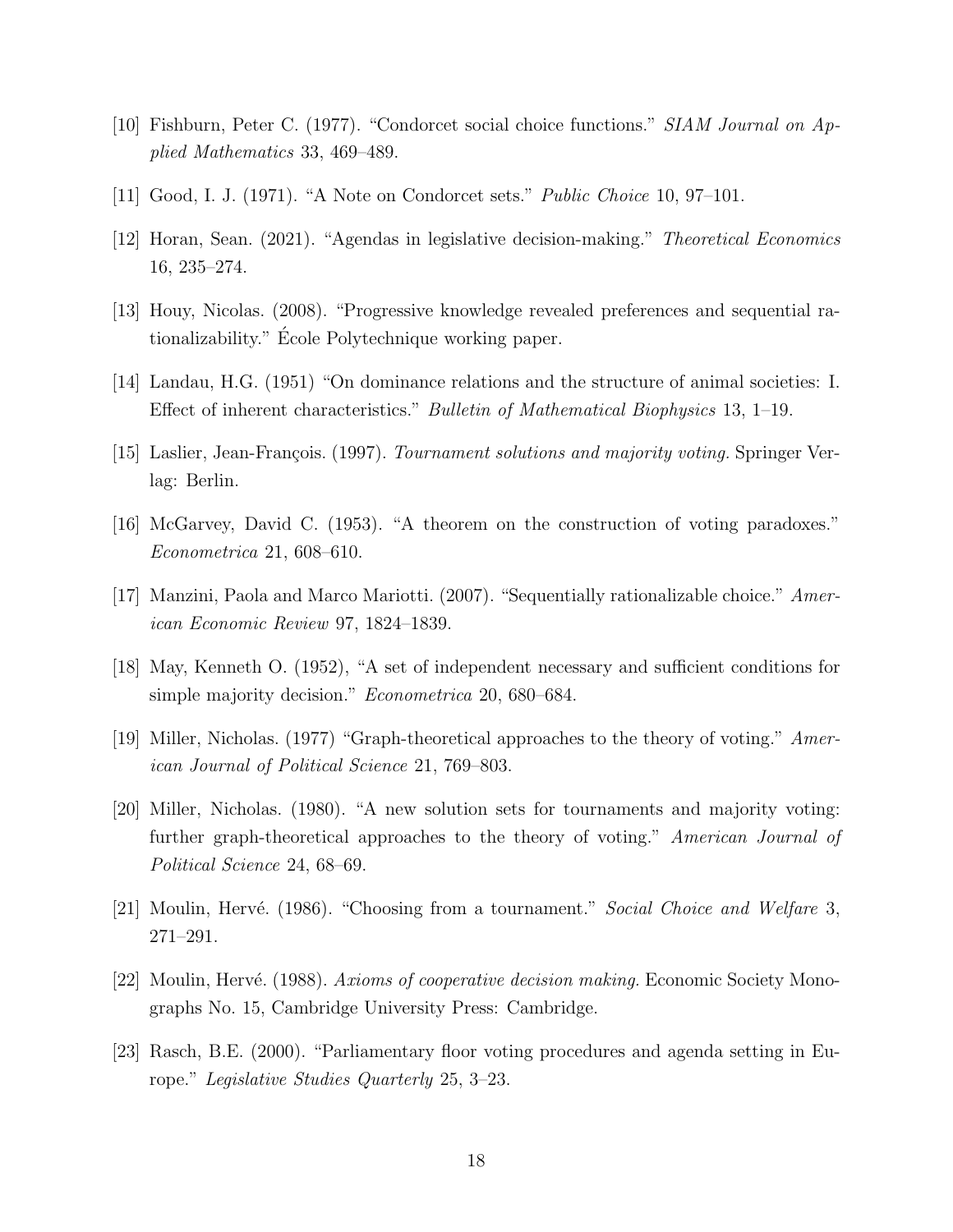[10] Fishburn, Peter C. (1977). "Condorcet social choice functions." *SIAM Journal on Applied Mathematics* 33, 469–489.

[11] Good, I. J. (1971). "A Note on Condorcet sets." *Public Choice* 10, 97–101.

[12] Horan, Sean. (2021). "Agendas in legislative decision-making." *Theoretical Economics* 16, 235–274.

[13] Houy, Nicolas. (2008). "Progressive knowledge revealed preferences and sequential rationalizability." École Polytechnique working paper.

[14] Landau, H.G. (1951) "On dominance relations and the structure of animal societies: I. Effect of inherent characteristics." *Bulletin of Mathematical Biophysics* 13, 1–19.

[15] Laslier, Jean-François. (1997). *Tournament solutions and majority voting.* Springer Verlag: Berlin.

[16] McGarvey, David C. (1953). "A theorem on the construction of voting paradoxes." *Econometrica* 21, 608–610.

[17] Manzini, Paola and Marco Mariotti. (2007). "Sequentially rationalizable choice." *American Economic Review* 97, 1824–1839.

[18] May, Kenneth O. (1952), "A set of independent necessary and sufficient conditions for simple majority decision." *Econometrica* 20, 680–684.

[19] Miller, Nicholas. (1977) "Graph-theoretical approaches to the theory of voting." *American Journal of Political Science* 21, 769–803.

[20] Miller, Nicholas. (1980). "A new solution sets for tournaments and majority voting: further graph-theoretical approaches to the theory of voting." *American Journal of Political Science* 24, 68–69.

[21] Moulin, Hervé. (1986). "Choosing from a tournament." *Social Choice and Welfare* 3, 271–291.

[22] Moulin, Hervé. (1988). *Axioms of cooperative decision making.* Economic Society Monographs No. 15, Cambridge University Press: Cambridge.

[23] Rasch, B.E. (2000). "Parliamentary floor voting procedures and agenda setting in Europe." *Legislative Studies Quarterly* 25, 3–23.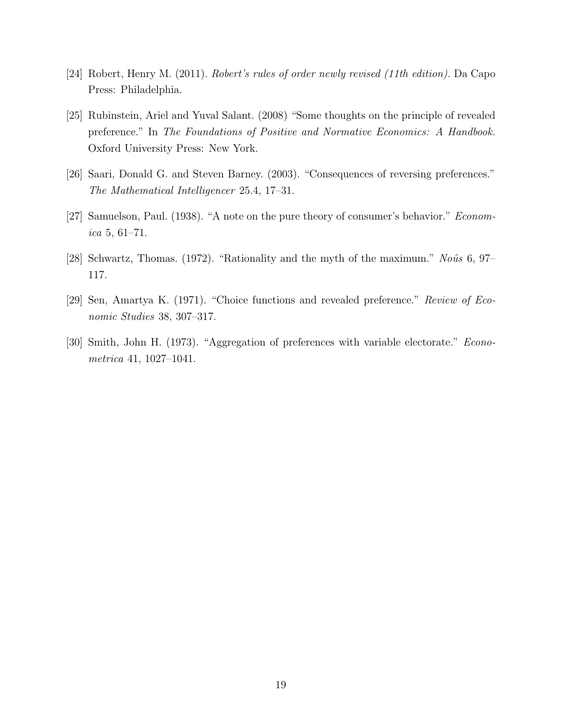[24] Robert, Henry M. (2011). *Robert's rules of order newly revised (11th edition).* Da Capo Press: Philadelphia.

[25] Rubinstein, Ariel and Yuval Salant. (2008) "Some thoughts on the principle of revealed preference." In *The Foundations of Positive and Normative Economics: A Handbook.* Oxford University Press: New York.

[26] Saari, Donald G. and Steven Barney. (2003). "Consequences of reversing preferences." *The Mathematical Intelligencer* 25.4, 17–31.

[27] Samuelson, Paul. (1938). "A note on the pure theory of consumer's behavior." *Economica* 5, 61–71.

[28] Schwartz, Thomas. (1972). "Rationality and the myth of the maximum." *Noûs* 6, 97–117.

[29] Sen, Amartya K. (1971). "Choice functions and revealed preference." *Review of Economic Studies* 38, 307–317.

[30] Smith, John H. (1973). "Aggregation of preferences with variable electorate." *Econometrica* 41, 1027–1041.